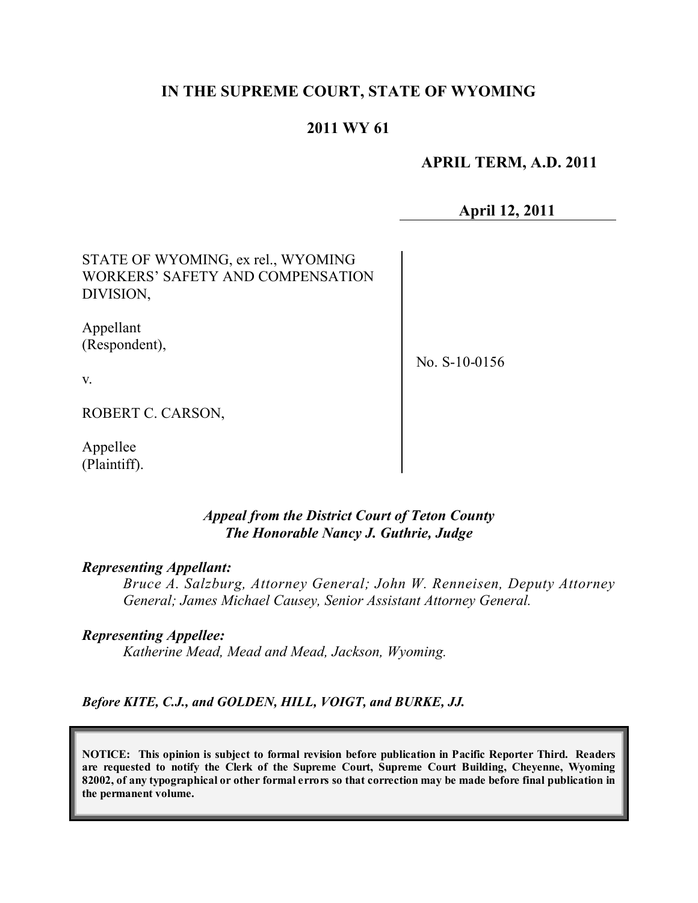**IN THE SUPREME COURT, STATE OF WYOMING**

**2011 WY 61**

**APRIL TERM, A.D. 2011**

**April 12, 2011**

STATE OF WYOMING, ex rel., WYOMING WORKERS' SAFETY AND COMPENSATION DIVISION,

Appellant
(Respondent),

v.

ROBERT C. CARSON,

Appellee
(Plaintiff).

No. S-10-0156

***Appeal from the District Court of Teton County***
***The Honorable Nancy J. Guthrie, Judge***

***Representing Appellant:***

*Bruce A. Salzburg, Attorney General; John W. Renneisen, Deputy Attorney General; James Michael Causey, Senior Assistant Attorney General.*

***Representing Appellee:***

*Katherine Mead, Mead and Mead, Jackson, Wyoming.*

***Before KITE, C.J., and GOLDEN, HILL, VOIGT, and BURKE, JJ.***

**NOTICE: This opinion is subject to formal revision before publication in Pacific Reporter Third. Readers are requested to notify the Clerk of the Supreme Court, Supreme Court Building, Cheyenne, Wyoming 82002, of any typographical or other formal errors so that correction may be made before final publication in the permanent volume.**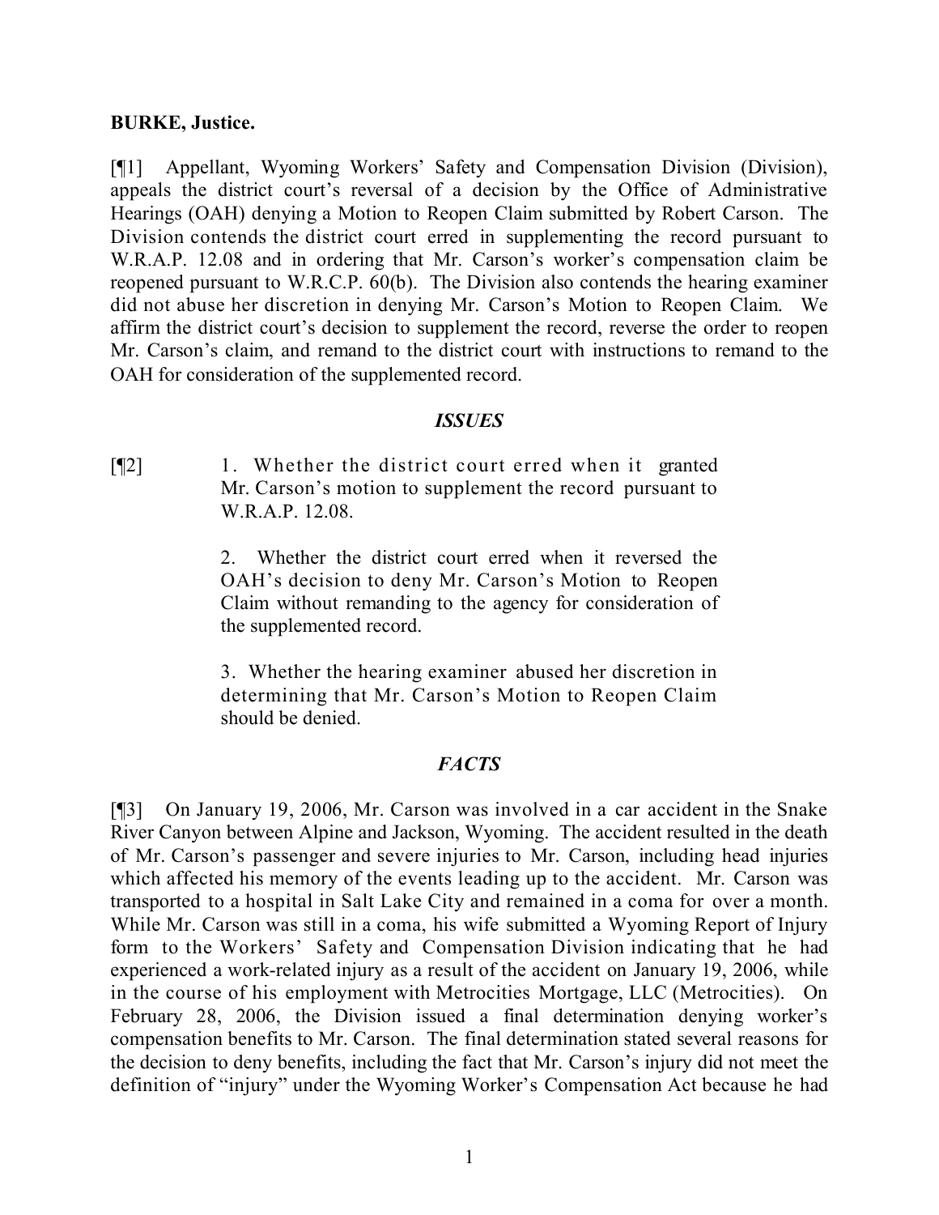**BURKE, Justice.**

[¶1] Appellant, Wyoming Workers' Safety and Compensation Division (Division), appeals the district court's reversal of a decision by the Office of Administrative Hearings (OAH) denying a Motion to Reopen Claim submitted by Robert Carson. The Division contends the district court erred in supplementing the record pursuant to W.R.A.P. 12.08 and in ordering that Mr. Carson's worker's compensation claim be reopened pursuant to W.R.C.P. 60(b). The Division also contends the hearing examiner did not abuse her discretion in denying Mr. Carson's Motion to Reopen Claim. We affirm the district court's decision to supplement the record, reverse the order to reopen Mr. Carson's claim, and remand to the district court with instructions to remand to the OAH for consideration of the supplemented record.

### *ISSUES*

[¶2]

> 1. Whether the district court erred when it granted Mr. Carson's motion to supplement the record pursuant to W.R.A.P. 12.08.
>
> 2. Whether the district court erred when it reversed the OAH's decision to deny Mr. Carson's Motion to Reopen Claim without remanding to the agency for consideration of the supplemented record.
>
> 3. Whether the hearing examiner abused her discretion in determining that Mr. Carson's Motion to Reopen Claim should be denied.

### *FACTS*

[¶3] On January 19, 2006, Mr. Carson was involved in a car accident in the Snake River Canyon between Alpine and Jackson, Wyoming. The accident resulted in the death of Mr. Carson's passenger and severe injuries to Mr. Carson, including head injuries which affected his memory of the events leading up to the accident. Mr. Carson was transported to a hospital in Salt Lake City and remained in a coma for over a month. While Mr. Carson was still in a coma, his wife submitted a Wyoming Report of Injury form to the Workers' Safety and Compensation Division indicating that he had experienced a work-related injury as a result of the accident on January 19, 2006, while in the course of his employment with Metrocities Mortgage, LLC (Metrocities). On February 28, 2006, the Division issued a final determination denying worker's compensation benefits to Mr. Carson. The final determination stated several reasons for the decision to deny benefits, including the fact that Mr. Carson's injury did not meet the definition of "injury" under the Wyoming Worker's Compensation Act because he had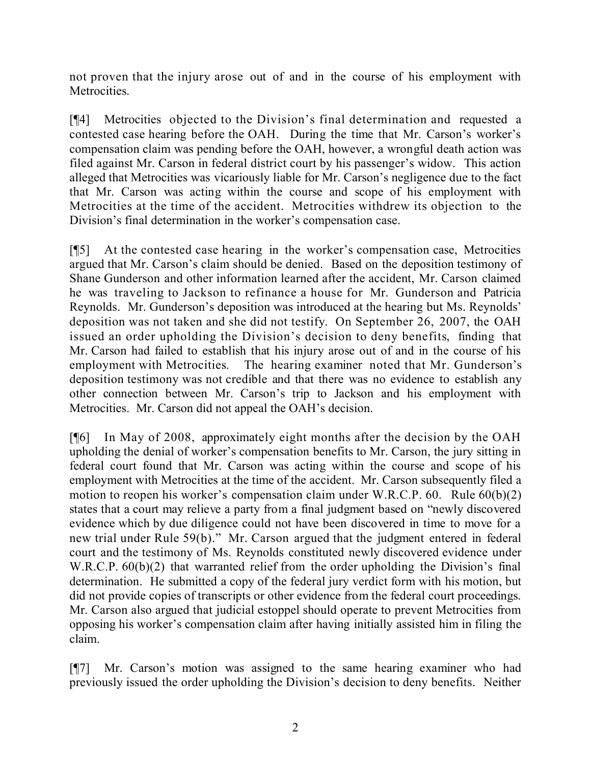not proven that the injury arose out of and in the course of his employment with Metrocities.

[¶4] Metrocities objected to the Division's final determination and requested a contested case hearing before the OAH. During the time that Mr. Carson's worker's compensation claim was pending before the OAH, however, a wrongful death action was filed against Mr. Carson in federal district court by his passenger's widow. This action alleged that Metrocities was vicariously liable for Mr. Carson's negligence due to the fact that Mr. Carson was acting within the course and scope of his employment with Metrocities at the time of the accident. Metrocities withdrew its objection to the Division's final determination in the worker's compensation case.

[¶5] At the contested case hearing in the worker's compensation case, Metrocities argued that Mr. Carson's claim should be denied. Based on the deposition testimony of Shane Gunderson and other information learned after the accident, Mr. Carson claimed he was traveling to Jackson to refinance a house for Mr. Gunderson and Patricia Reynolds. Mr. Gunderson's deposition was introduced at the hearing but Ms. Reynolds' deposition was not taken and she did not testify. On September 26, 2007, the OAH issued an order upholding the Division's decision to deny benefits, finding that Mr. Carson had failed to establish that his injury arose out of and in the course of his employment with Metrocities. The hearing examiner noted that Mr. Gunderson's deposition testimony was not credible and that there was no evidence to establish any other connection between Mr. Carson's trip to Jackson and his employment with Metrocities. Mr. Carson did not appeal the OAH's decision.

[¶6] In May of 2008, approximately eight months after the decision by the OAH upholding the denial of worker's compensation benefits to Mr. Carson, the jury sitting in federal court found that Mr. Carson was acting within the course and scope of his employment with Metrocities at the time of the accident. Mr. Carson subsequently filed a motion to reopen his worker's compensation claim under W.R.C.P. 60. Rule 60(b)(2) states that a court may relieve a party from a final judgment based on "newly discovered evidence which by due diligence could not have been discovered in time to move for a new trial under Rule 59(b)." Mr. Carson argued that the judgment entered in federal court and the testimony of Ms. Reynolds constituted newly discovered evidence under W.R.C.P. 60(b)(2) that warranted relief from the order upholding the Division's final determination. He submitted a copy of the federal jury verdict form with his motion, but did not provide copies of transcripts or other evidence from the federal court proceedings. Mr. Carson also argued that judicial estoppel should operate to prevent Metrocities from opposing his worker's compensation claim after having initially assisted him in filing the claim.

[¶7] Mr. Carson's motion was assigned to the same hearing examiner who had previously issued the order upholding the Division's decision to deny benefits. Neither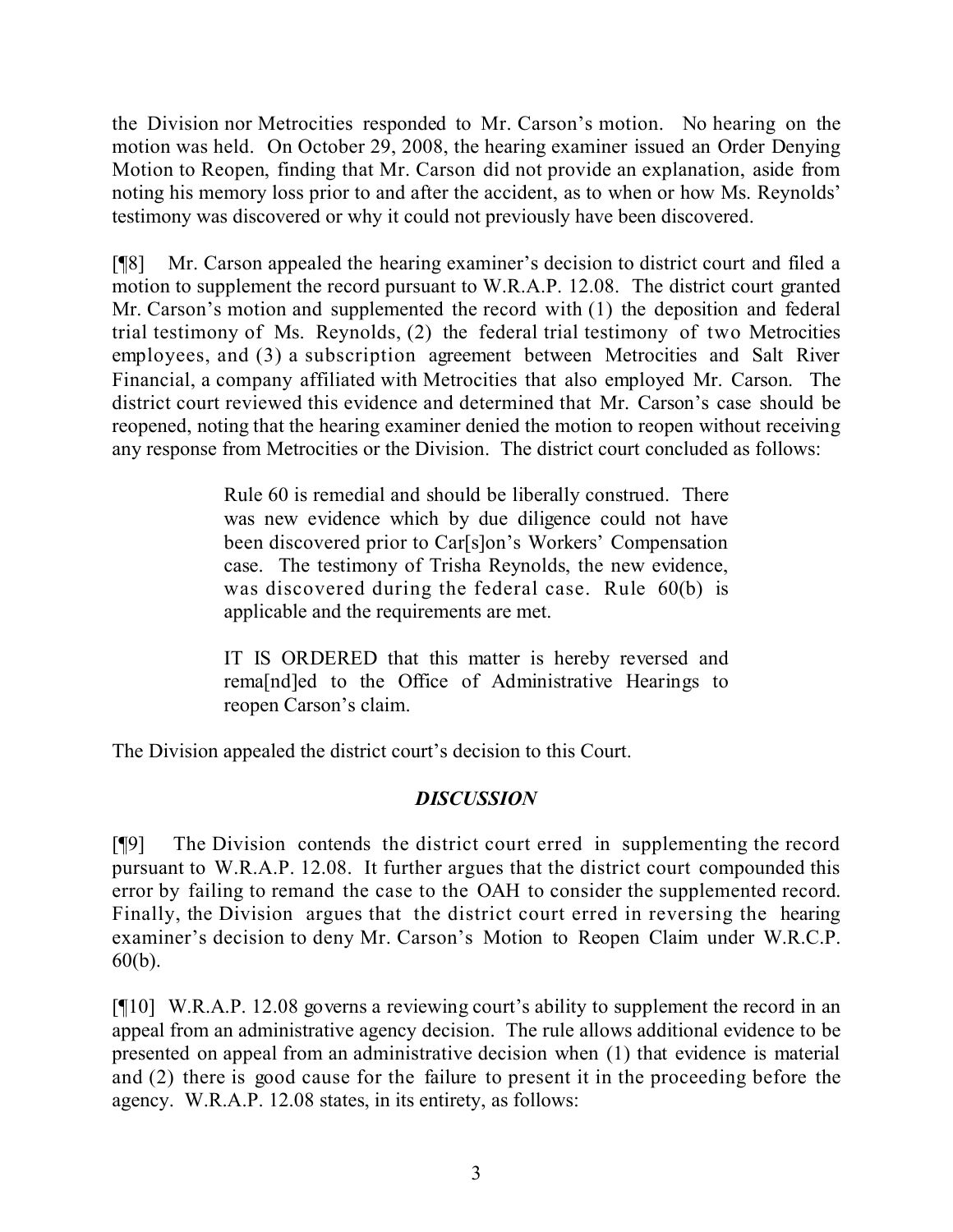the Division nor Metrocities responded to Mr. Carson's motion. No hearing on the motion was held. On October 29, 2008, the hearing examiner issued an Order Denying Motion to Reopen, finding that Mr. Carson did not provide an explanation, aside from noting his memory loss prior to and after the accident, as to when or how Ms. Reynolds' testimony was discovered or why it could not previously have been discovered.

[¶8] Mr. Carson appealed the hearing examiner's decision to district court and filed a motion to supplement the record pursuant to W.R.A.P. 12.08. The district court granted Mr. Carson's motion and supplemented the record with (1) the deposition and federal trial testimony of Ms. Reynolds, (2) the federal trial testimony of two Metrocities employees, and (3) a subscription agreement between Metrocities and Salt River Financial, a company affiliated with Metrocities that also employed Mr. Carson. The district court reviewed this evidence and determined that Mr. Carson's case should be reopened, noting that the hearing examiner denied the motion to reopen without receiving any response from Metrocities or the Division. The district court concluded as follows:

> Rule 60 is remedial and should be liberally construed. There was new evidence which by due diligence could not have been discovered prior to Car[s]on's Workers' Compensation case. The testimony of Trisha Reynolds, the new evidence, was discovered during the federal case. Rule 60(b) is applicable and the requirements are met.
>
> IT IS ORDERED that this matter is hereby reversed and rema[nd]ed to the Office of Administrative Hearings to reopen Carson's claim.

The Division appealed the district court's decision to this Court.

## *DISCUSSION*

[¶9] The Division contends the district court erred in supplementing the record pursuant to W.R.A.P. 12.08. It further argues that the district court compounded this error by failing to remand the case to the OAH to consider the supplemented record. Finally, the Division argues that the district court erred in reversing the hearing examiner's decision to deny Mr. Carson's Motion to Reopen Claim under W.R.C.P. 60(b).

[¶10] W.R.A.P. 12.08 governs a reviewing court's ability to supplement the record in an appeal from an administrative agency decision. The rule allows additional evidence to be presented on appeal from an administrative decision when (1) that evidence is material and (2) there is good cause for the failure to present it in the proceeding before the agency. W.R.A.P. 12.08 states, in its entirety, as follows: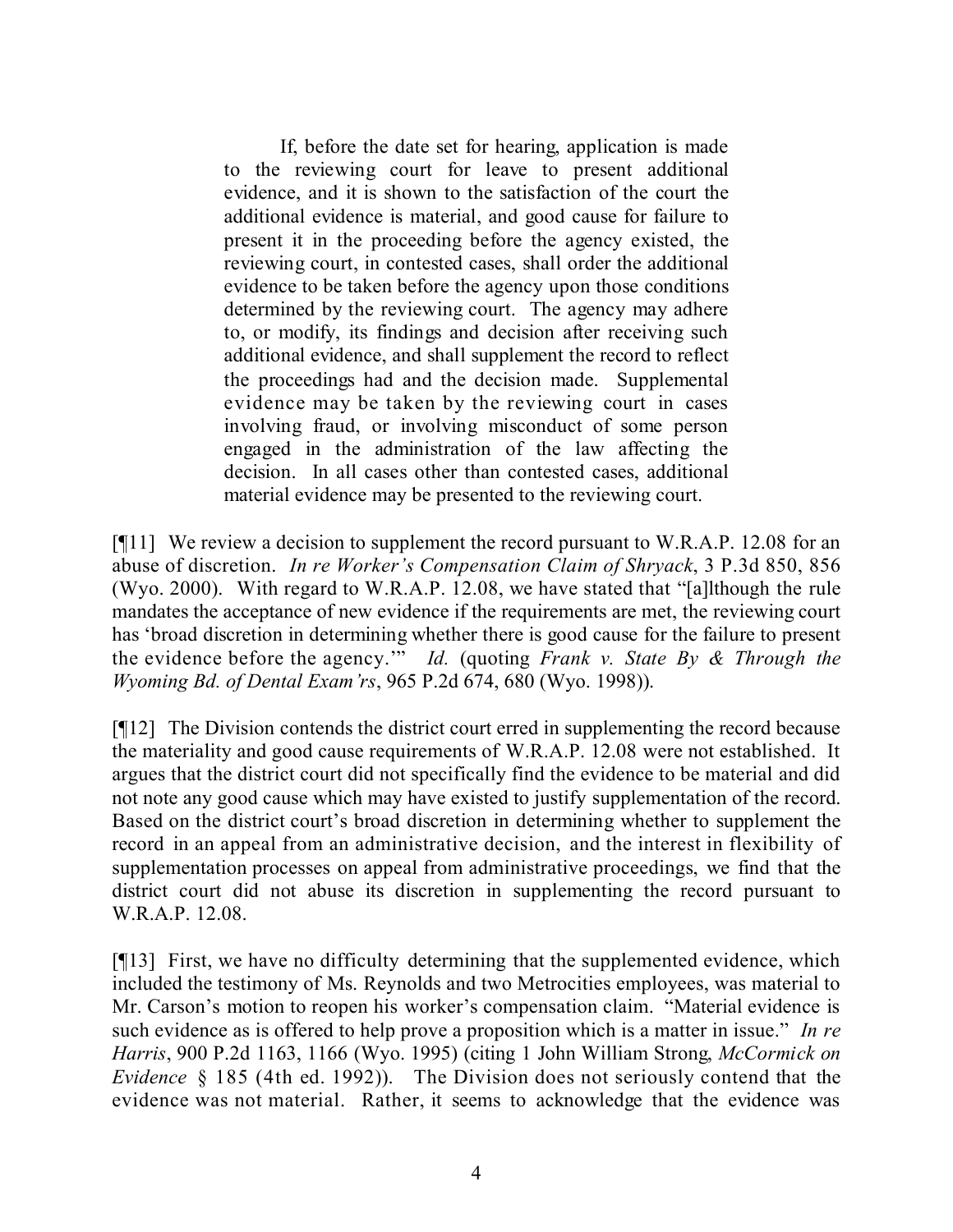> If, before the date set for hearing, application is made to the reviewing court for leave to present additional evidence, and it is shown to the satisfaction of the court the additional evidence is material, and good cause for failure to present it in the proceeding before the agency existed, the reviewing court, in contested cases, shall order the additional evidence to be taken before the agency upon those conditions determined by the reviewing court. The agency may adhere to, or modify, its findings and decision after receiving such additional evidence, and shall supplement the record to reflect the proceedings had and the decision made. Supplemental evidence may be taken by the reviewing court in cases involving fraud, or involving misconduct of some person engaged in the administration of the law affecting the decision. In all cases other than contested cases, additional material evidence may be presented to the reviewing court.

[¶11] We review a decision to supplement the record pursuant to W.R.A.P. 12.08 for an abuse of discretion. *In re Worker's Compensation Claim of Shryack*, 3 P.3d 850, 856 (Wyo. 2000). With regard to W.R.A.P. 12.08, we have stated that "[a]lthough the rule mandates the acceptance of new evidence if the requirements are met, the reviewing court has 'broad discretion in determining whether there is good cause for the failure to present the evidence before the agency.'" *Id.* (quoting *Frank v. State By & Through the Wyoming Bd. of Dental Exam'rs*, 965 P.2d 674, 680 (Wyo. 1998)).

[¶12] The Division contends the district court erred in supplementing the record because the materiality and good cause requirements of W.R.A.P. 12.08 were not established. It argues that the district court did not specifically find the evidence to be material and did not note any good cause which may have existed to justify supplementation of the record. Based on the district court's broad discretion in determining whether to supplement the record in an appeal from an administrative decision, and the interest in flexibility of supplementation processes on appeal from administrative proceedings, we find that the district court did not abuse its discretion in supplementing the record pursuant to W.R.A.P. 12.08.

[¶13] First, we have no difficulty determining that the supplemented evidence, which included the testimony of Ms. Reynolds and two Metrocities employees, was material to Mr. Carson's motion to reopen his worker's compensation claim. "Material evidence is such evidence as is offered to help prove a proposition which is a matter in issue." *In re Harris*, 900 P.2d 1163, 1166 (Wyo. 1995) (citing 1 John William Strong, *McCormick on Evidence* § 185 (4th ed. 1992)). The Division does not seriously contend that the evidence was not material. Rather, it seems to acknowledge that the evidence was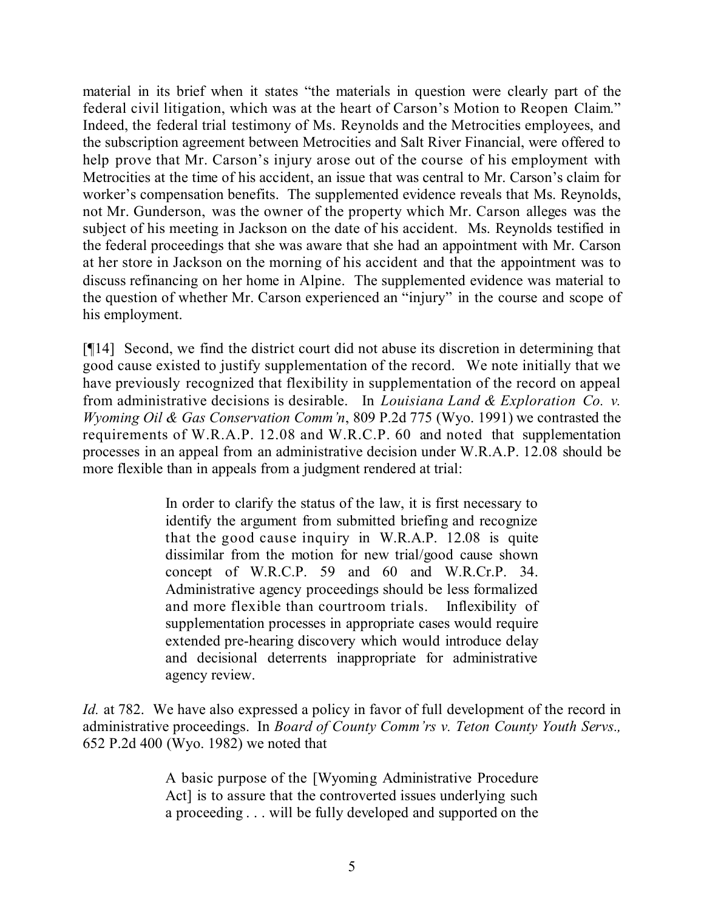material in its brief when it states "the materials in question were clearly part of the federal civil litigation, which was at the heart of Carson's Motion to Reopen Claim." Indeed, the federal trial testimony of Ms. Reynolds and the Metrocities employees, and the subscription agreement between Metrocities and Salt River Financial, were offered to help prove that Mr. Carson's injury arose out of the course of his employment with Metrocities at the time of his accident, an issue that was central to Mr. Carson's claim for worker's compensation benefits. The supplemented evidence reveals that Ms. Reynolds, not Mr. Gunderson, was the owner of the property which Mr. Carson alleges was the subject of his meeting in Jackson on the date of his accident. Ms. Reynolds testified in the federal proceedings that she was aware that she had an appointment with Mr. Carson at her store in Jackson on the morning of his accident and that the appointment was to discuss refinancing on her home in Alpine. The supplemented evidence was material to the question of whether Mr. Carson experienced an "injury" in the course and scope of his employment.

[¶14] Second, we find the district court did not abuse its discretion in determining that good cause existed to justify supplementation of the record. We note initially that we have previously recognized that flexibility in supplementation of the record on appeal from administrative decisions is desirable. In *Louisiana Land & Exploration Co. v. Wyoming Oil & Gas Conservation Comm'n*, 809 P.2d 775 (Wyo. 1991) we contrasted the requirements of W.R.A.P. 12.08 and W.R.C.P. 60 and noted that supplementation processes in an appeal from an administrative decision under W.R.A.P. 12.08 should be more flexible than in appeals from a judgment rendered at trial:

> In order to clarify the status of the law, it is first necessary to identify the argument from submitted briefing and recognize that the good cause inquiry in W.R.A.P. 12.08 is quite dissimilar from the motion for new trial/good cause shown concept of W.R.C.P. 59 and 60 and W.R.Cr.P. 34. Administrative agency proceedings should be less formalized and more flexible than courtroom trials. Inflexibility of supplementation processes in appropriate cases would require extended pre-hearing discovery which would introduce delay and decisional deterrents inappropriate for administrative agency review.

*Id.* at 782. We have also expressed a policy in favor of full development of the record in administrative proceedings. In *Board of County Comm'rs v. Teton County Youth Servs.,* 652 P.2d 400 (Wyo. 1982) we noted that

> A basic purpose of the [Wyoming Administrative Procedure Act] is to assure that the controverted issues underlying such a proceeding . . . will be fully developed and supported on the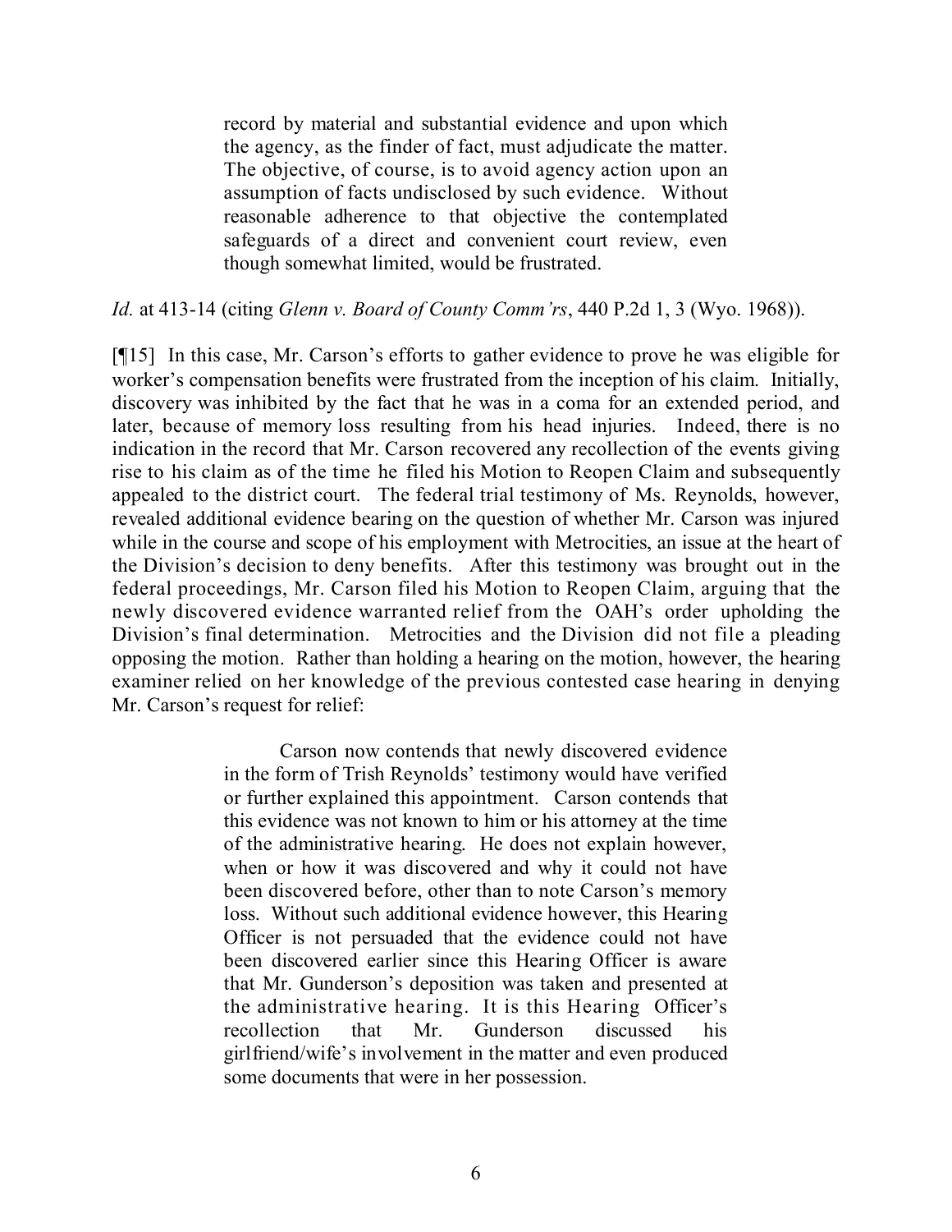> record by material and substantial evidence and upon which the agency, as the finder of fact, must adjudicate the matter. The objective, of course, is to avoid agency action upon an assumption of facts undisclosed by such evidence. Without reasonable adherence to that objective the contemplated safeguards of a direct and convenient court review, even though somewhat limited, would be frustrated.

*Id.* at 413-14 (citing *Glenn v. Board of County Comm'rs*, 440 P.2d 1, 3 (Wyo. 1968)).

[¶15] In this case, Mr. Carson's efforts to gather evidence to prove he was eligible for worker's compensation benefits were frustrated from the inception of his claim. Initially, discovery was inhibited by the fact that he was in a coma for an extended period, and later, because of memory loss resulting from his head injuries. Indeed, there is no indication in the record that Mr. Carson recovered any recollection of the events giving rise to his claim as of the time he filed his Motion to Reopen Claim and subsequently appealed to the district court. The federal trial testimony of Ms. Reynolds, however, revealed additional evidence bearing on the question of whether Mr. Carson was injured while in the course and scope of his employment with Metrocities, an issue at the heart of the Division's decision to deny benefits. After this testimony was brought out in the federal proceedings, Mr. Carson filed his Motion to Reopen Claim, arguing that the newly discovered evidence warranted relief from the OAH's order upholding the Division's final determination. Metrocities and the Division did not file a pleading opposing the motion. Rather than holding a hearing on the motion, however, the hearing examiner relied on her knowledge of the previous contested case hearing in denying Mr. Carson's request for relief:

> Carson now contends that newly discovered evidence in the form of Trish Reynolds' testimony would have verified or further explained this appointment. Carson contends that this evidence was not known to him or his attorney at the time of the administrative hearing. He does not explain however, when or how it was discovered and why it could not have been discovered before, other than to note Carson's memory loss. Without such additional evidence however, this Hearing Officer is not persuaded that the evidence could not have been discovered earlier since this Hearing Officer is aware that Mr. Gunderson's deposition was taken and presented at the administrative hearing. It is this Hearing Officer's recollection that Mr. Gunderson discussed his girlfriend/wife's involvement in the matter and even produced some documents that were in her possession.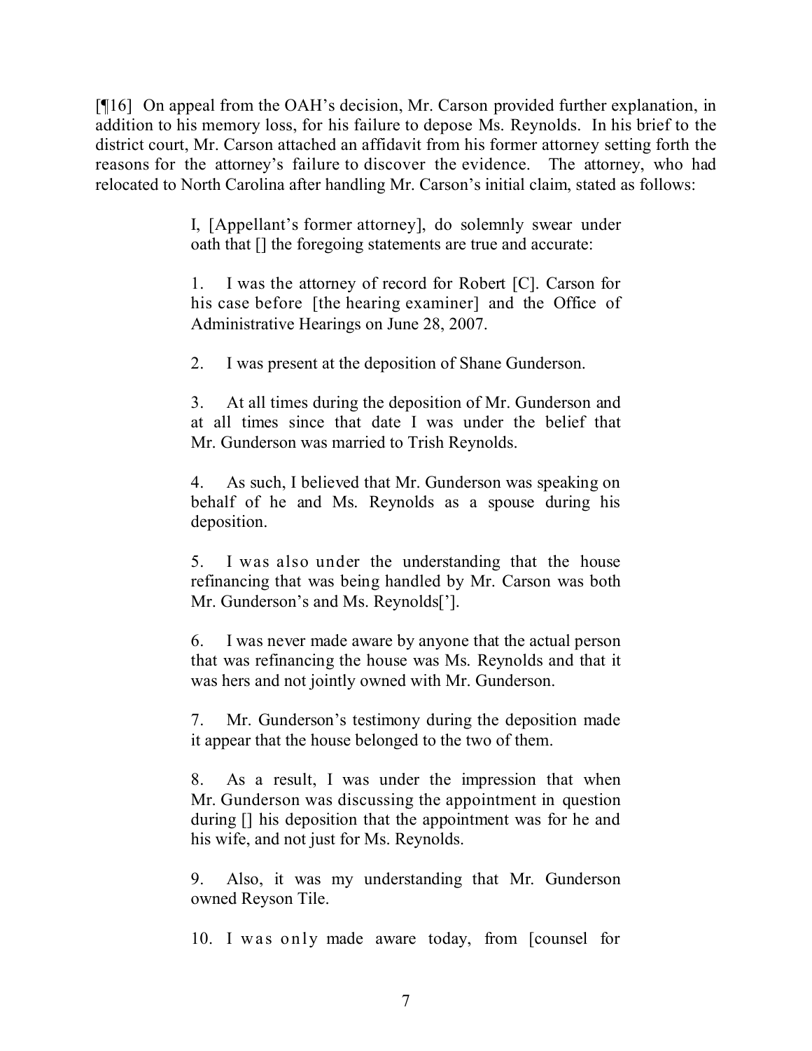[¶16] On appeal from the OAH's decision, Mr. Carson provided further explanation, in addition to his memory loss, for his failure to depose Ms. Reynolds. In his brief to the district court, Mr. Carson attached an affidavit from his former attorney setting forth the reasons for the attorney's failure to discover the evidence. The attorney, who had relocated to North Carolina after handling Mr. Carson's initial claim, stated as follows:

> I, [Appellant's former attorney], do solemnly swear under oath that [] the foregoing statements are true and accurate:
>
> 1. I was the attorney of record for Robert [C]. Carson for his case before [the hearing examiner] and the Office of Administrative Hearings on June 28, 2007.
>
> 2. I was present at the deposition of Shane Gunderson.
>
> 3. At all times during the deposition of Mr. Gunderson and at all times since that date I was under the belief that Mr. Gunderson was married to Trish Reynolds.
>
> 4. As such, I believed that Mr. Gunderson was speaking on behalf of he and Ms. Reynolds as a spouse during his deposition.
>
> 5. I was also under the understanding that the house refinancing that was being handled by Mr. Carson was both Mr. Gunderson's and Ms. Reynolds['].
>
> 6. I was never made aware by anyone that the actual person that was refinancing the house was Ms. Reynolds and that it was hers and not jointly owned with Mr. Gunderson.
>
> 7. Mr. Gunderson's testimony during the deposition made it appear that the house belonged to the two of them.
>
> 8. As a result, I was under the impression that when Mr. Gunderson was discussing the appointment in question during [] his deposition that the appointment was for he and his wife, and not just for Ms. Reynolds.
>
> 9. Also, it was my understanding that Mr. Gunderson owned Reyson Tile.
>
> 10. I was only made aware today, from [counsel for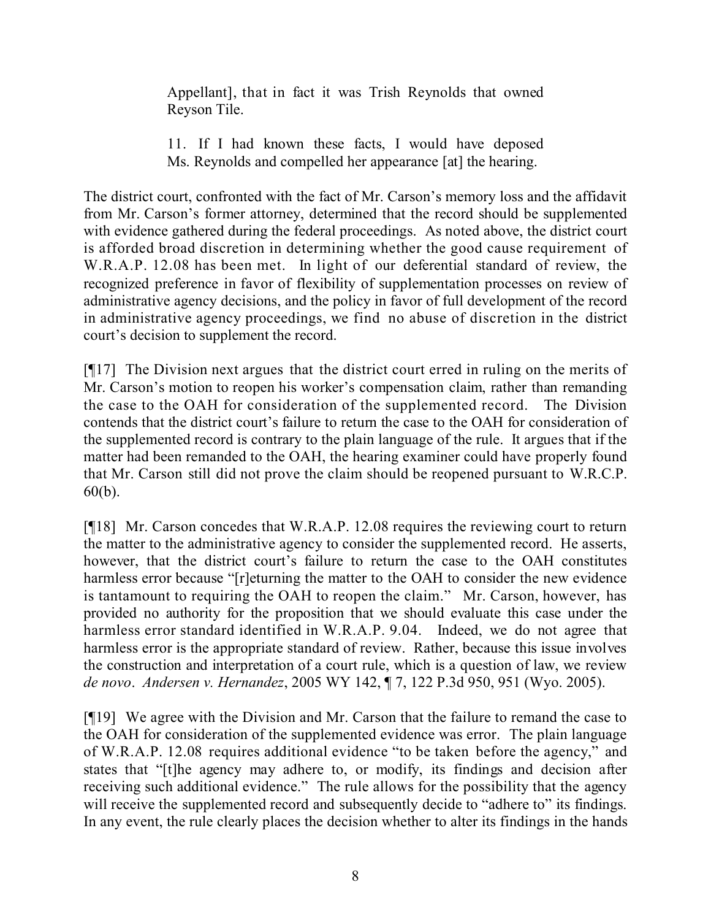> Appellant], that in fact it was Trish Reynolds that owned Reyson Tile.
>
> 11. If I had known these facts, I would have deposed Ms. Reynolds and compelled her appearance [at] the hearing.

The district court, confronted with the fact of Mr. Carson's memory loss and the affidavit from Mr. Carson's former attorney, determined that the record should be supplemented with evidence gathered during the federal proceedings. As noted above, the district court is afforded broad discretion in determining whether the good cause requirement of W.R.A.P. 12.08 has been met. In light of our deferential standard of review, the recognized preference in favor of flexibility of supplementation processes on review of administrative agency decisions, and the policy in favor of full development of the record in administrative agency proceedings, we find no abuse of discretion in the district court's decision to supplement the record.

[¶17] The Division next argues that the district court erred in ruling on the merits of Mr. Carson's motion to reopen his worker's compensation claim, rather than remanding the case to the OAH for consideration of the supplemented record. The Division contends that the district court's failure to return the case to the OAH for consideration of the supplemented record is contrary to the plain language of the rule. It argues that if the matter had been remanded to the OAH, the hearing examiner could have properly found that Mr. Carson still did not prove the claim should be reopened pursuant to W.R.C.P. 60(b).

[¶18] Mr. Carson concedes that W.R.A.P. 12.08 requires the reviewing court to return the matter to the administrative agency to consider the supplemented record. He asserts, however, that the district court's failure to return the case to the OAH constitutes harmless error because "[r]eturning the matter to the OAH to consider the new evidence is tantamount to requiring the OAH to reopen the claim." Mr. Carson, however, has provided no authority for the proposition that we should evaluate this case under the harmless error standard identified in W.R.A.P. 9.04. Indeed, we do not agree that harmless error is the appropriate standard of review. Rather, because this issue involves the construction and interpretation of a court rule, which is a question of law, we review *de novo*. *Andersen v. Hernandez*, 2005 WY 142, ¶ 7, 122 P.3d 950, 951 (Wyo. 2005).

[¶19] We agree with the Division and Mr. Carson that the failure to remand the case to the OAH for consideration of the supplemented evidence was error. The plain language of W.R.A.P. 12.08 requires additional evidence "to be taken before the agency," and states that "[t]he agency may adhere to, or modify, its findings and decision after receiving such additional evidence." The rule allows for the possibility that the agency will receive the supplemented record and subsequently decide to "adhere to" its findings. In any event, the rule clearly places the decision whether to alter its findings in the hands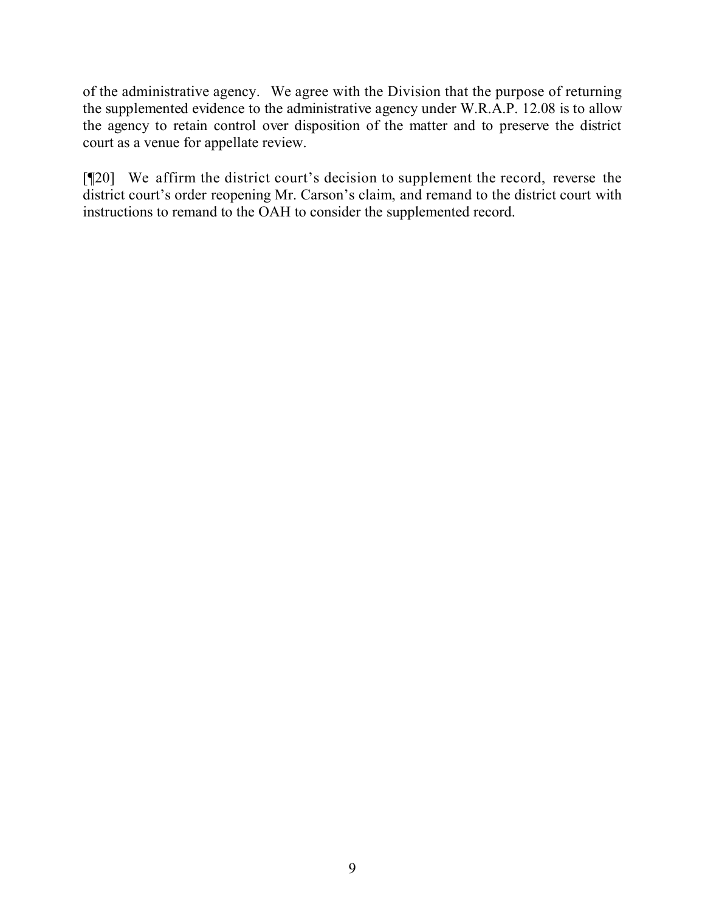of the administrative agency. We agree with the Division that the purpose of returning the supplemented evidence to the administrative agency under W.R.A.P. 12.08 is to allow the agency to retain control over disposition of the matter and to preserve the district court as a venue for appellate review.

[¶20] We affirm the district court's decision to supplement the record, reverse the district court's order reopening Mr. Carson's claim, and remand to the district court with instructions to remand to the OAH to consider the supplemented record.